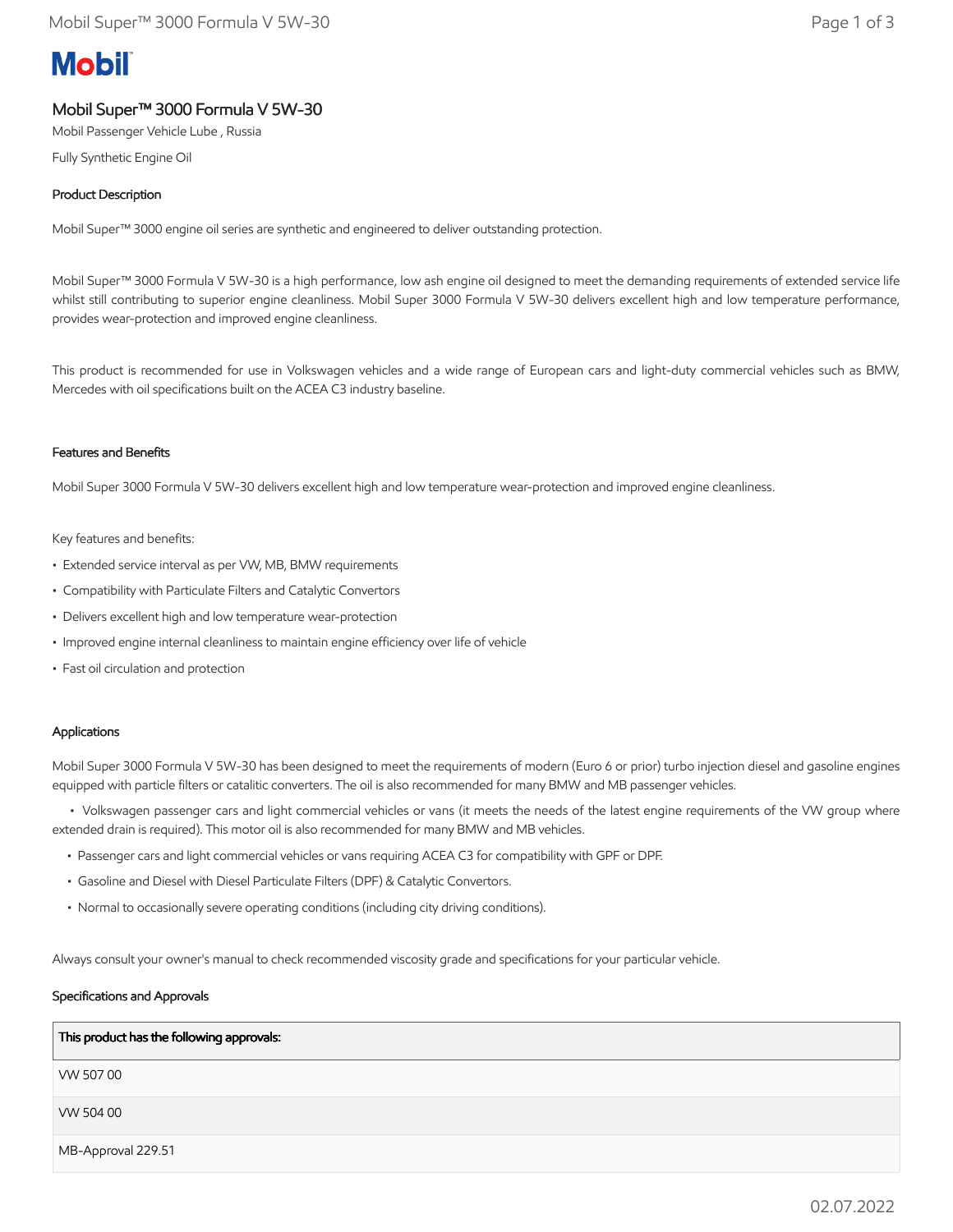# Mobil

## Mobil Super™ 3000 Formula V 5W-30

Mobil Passenger Vehicle Lube , Russia

Fully Synthetic Engine Oil

### Product Description

Mobil Super™ 3000 engine oil series are synthetic and engineered to deliver outstanding protection.

Mobil Super™ 3000 Formula V 5W-30 is a high performance, low ash engine oil designed to meet the demanding requirements of extended service life whilst still contributing to superior engine cleanliness. Mobil Super 3000 Formula V 5W-30 delivers excellent high and low temperature performance, provides wear-protection and improved engine cleanliness.

This product is recommended for use in Volkswagen vehicles and a wide range of European cars and light-duty commercial vehicles such as BMW, Mercedes with oil specifications built on the ACEA C3 industry baseline.

### Features and Benefits

Mobil Super 3000 Formula V 5W-30 delivers excellent high and low temperature wear-protection and improved engine cleanliness.

Key features and benefits:

- Extended service interval as per VW, MB, BMW requirements
- Compatibility with Particulate Filters and Catalytic Convertors
- Delivers excellent high and low temperature wear-protection
- Improved engine internal cleanliness to maintain engine efficiency over life of vehicle
- Fast oil circulation and protection

### Applications

Mobil Super 3000 Formula V 5W-30 has been designed to meet the requirements of modern (Euro 6 or prior) turbo injection diesel and gasoline engines equipped with particle filters or catalitic converters. The oil is also recommended for many BMW and MB passenger vehicles.

- Volkswagen passenger cars and light commercial vehicles or vans (it meets the needs of the latest engine requirements of the VW group where extended drain is required). This motor oil is also recommended for many BMW and MB vehicles.
- Passenger cars and light commercial vehicles or vans requiring ACEA C3 for compatibility with GPF or DPF.
- Gasoline and Diesel with Diesel Particulate Filters (DPF) & Catalytic Convertors.
- Normal to occasionally severe operating conditions (including city driving conditions).

Always consult your owner's manual to check recommended viscosity grade and specifications for your particular vehicle.

### Specifications and Approvals

| This product has the following approvals: |
| --- |
| VW 507 00 |
| VW 504 00 |
| MB-Approval 229.51 |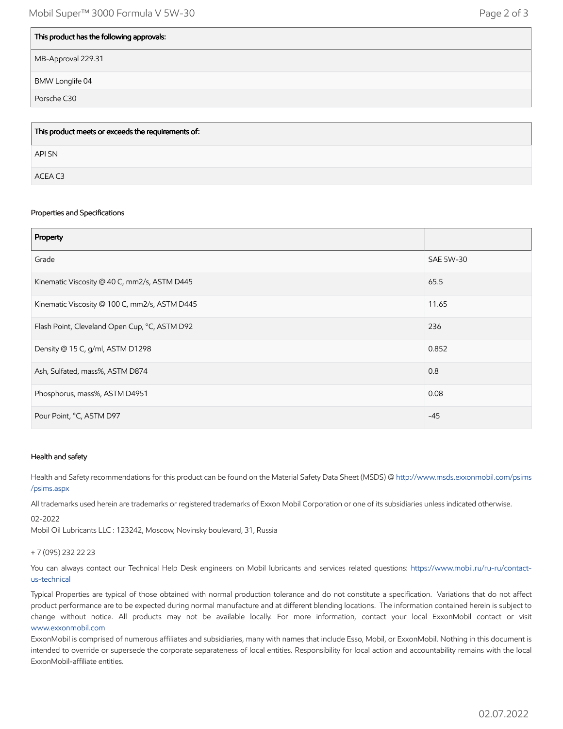| This product has the following approvals: |
| --- |
| MB-Approval 229.31 |
| BMW Longlife 04 |
| Porsche C30 |

| This product meets or exceeds the requirements of: |
| --- |
| API SN |
| ACEA C3 |

### Properties and Specifications

| Property | |
| --- | --- |
| Grade | SAE 5W-30 |
| Kinematic Viscosity @ 40 C, mm2/s, ASTM D445 | 65.5 |
| Kinematic Viscosity @ 100 C, mm2/s, ASTM D445 | 11.65 |
| Flash Point, Cleveland Open Cup, °C, ASTM D92 | 236 |
| Density @ 15 C, g/ml, ASTM D1298 | 0.852 |
| Ash, Sulfated, mass%, ASTM D874 | 0.8 |
| Phosphorus, mass%, ASTM D4951 | 0.08 |
| Pour Point, °C, ASTM D97 | -45 |

### Health and safety

Health and Safety recommendations for this product can be found on the Material Safety Data Sheet (MSDS) @ http://www.msds.exxonmobil.com/psims/psims.aspx

All trademarks used herein are trademarks or registered trademarks of Exxon Mobil Corporation or one of its subsidiaries unless indicated otherwise.

02-2022
Mobil Oil Lubricants LLC : 123242, Moscow, Novinsky boulevard, 31, Russia

+ 7 (095) 232 22 23

You can always contact our Technical Help Desk engineers on Mobil lubricants and services related questions: https://www.mobil.ru/ru-ru/contact-us-technical

Typical Properties are typical of those obtained with normal production tolerance and do not constitute a specification. Variations that do not affect product performance are to be expected during normal manufacture and at different blending locations. The information contained herein is subject to change without notice. All products may not be available locally. For more information, contact your local ExxonMobil contact or visit www.exxonmobil.com

ExxonMobil is comprised of numerous affiliates and subsidiaries, many with names that include Esso, Mobil, or ExxonMobil. Nothing in this document is intended to override or supersede the corporate separateness of local entities. Responsibility for local action and accountability remains with the local ExxonMobil-affiliate entities.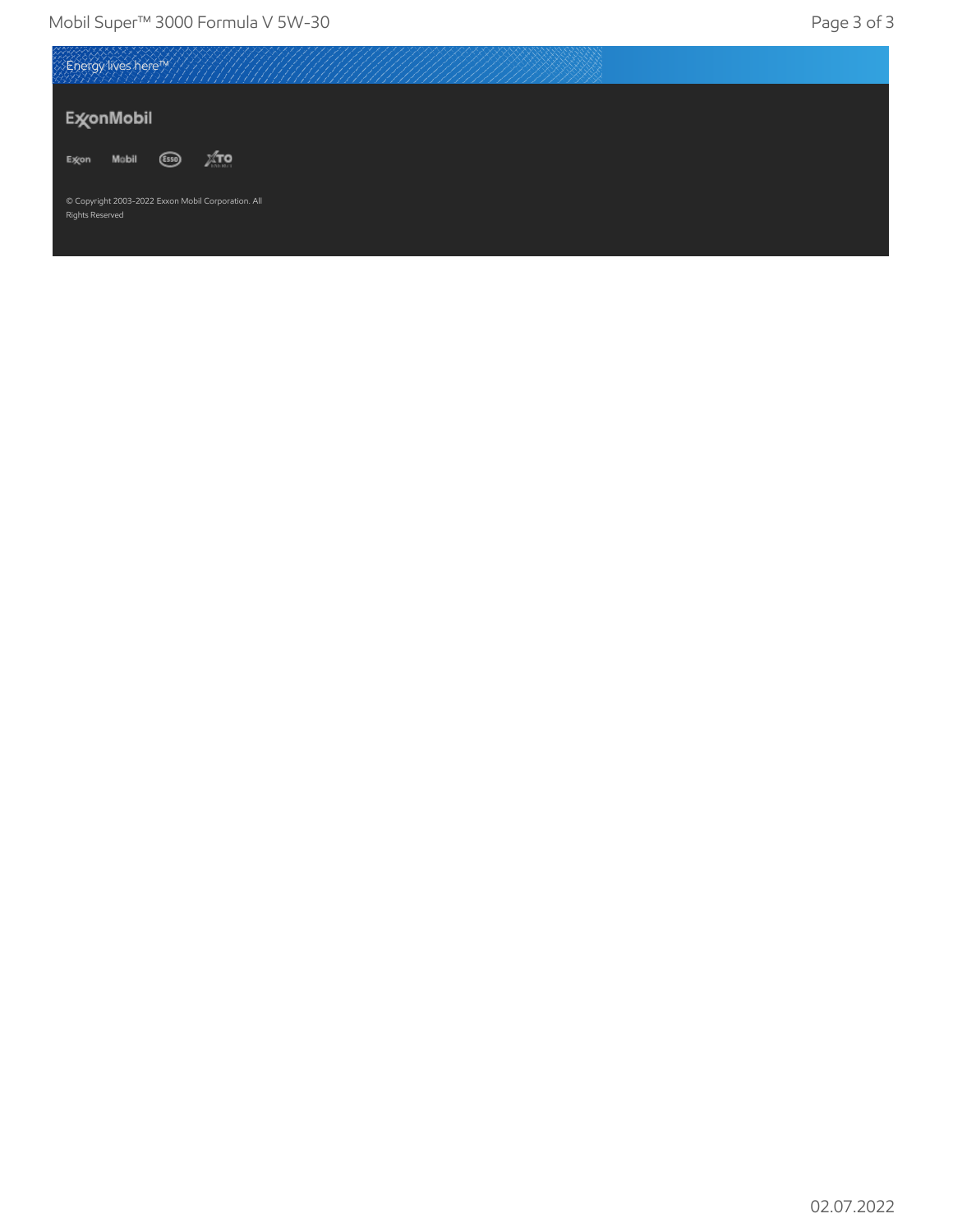Energy lives here™

ExxonMobil

Exxon Mobil Esso XTO

© Copyright 2003-2022 Exxon Mobil Corporation. All Rights Reserved